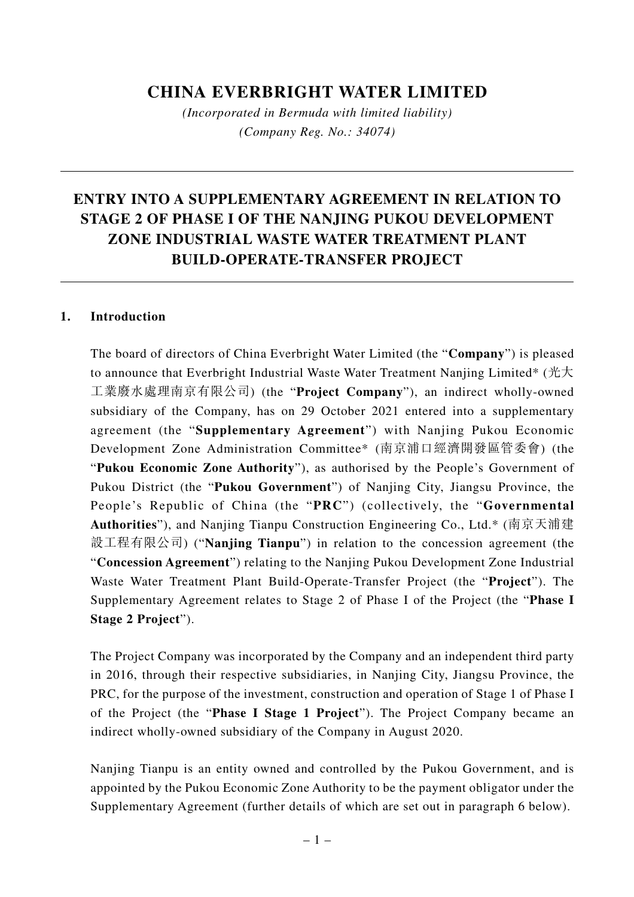# CHINA EVERBRIGHT WATER LIMITED

*(Incorporated in Bermuda with limited liability)*
*(Company Reg. No.: 34074)*

---

## ENTRY INTO A SUPPLEMENTARY AGREEMENT IN RELATION TO STAGE 2 OF PHASE I OF THE NANJING PUKOU DEVELOPMENT ZONE INDUSTRIAL WASTE WATER TREATMENT PLANT BUILD-OPERATE-TRANSFER PROJECT

---

### 1. Introduction

The board of directors of China Everbright Water Limited (the "**Company**") is pleased to announce that Everbright Industrial Waste Water Treatment Nanjing Limited* (光大工業廢水處理南京有限公司) (the "**Project Company**"), an indirect wholly-owned subsidiary of the Company, has on 29 October 2021 entered into a supplementary agreement (the "**Supplementary Agreement**") with Nanjing Pukou Economic Development Zone Administration Committee* (南京浦口經濟開發區管委會) (the "**Pukou Economic Zone Authority**"), as authorised by the People's Government of Pukou District (the "**Pukou Government**") of Nanjing City, Jiangsu Province, the People's Republic of China (the "**PRC**") (collectively, the "**Governmental Authorities**"), and Nanjing Tianpu Construction Engineering Co., Ltd.* (南京天浦建設工程有限公司) ("**Nanjing Tianpu**") in relation to the concession agreement (the "**Concession Agreement**") relating to the Nanjing Pukou Development Zone Industrial Waste Water Treatment Plant Build-Operate-Transfer Project (the "**Project**"). The Supplementary Agreement relates to Stage 2 of Phase I of the Project (the "**Phase I Stage 2 Project**").

The Project Company was incorporated by the Company and an independent third party in 2016, through their respective subsidiaries, in Nanjing City, Jiangsu Province, the PRC, for the purpose of the investment, construction and operation of Stage 1 of Phase I of the Project (the "**Phase I Stage 1 Project**"). The Project Company became an indirect wholly-owned subsidiary of the Company in August 2020.

Nanjing Tianpu is an entity owned and controlled by the Pukou Government, and is appointed by the Pukou Economic Zone Authority to be the payment obligator under the Supplementary Agreement (further details of which are set out in paragraph 6 below).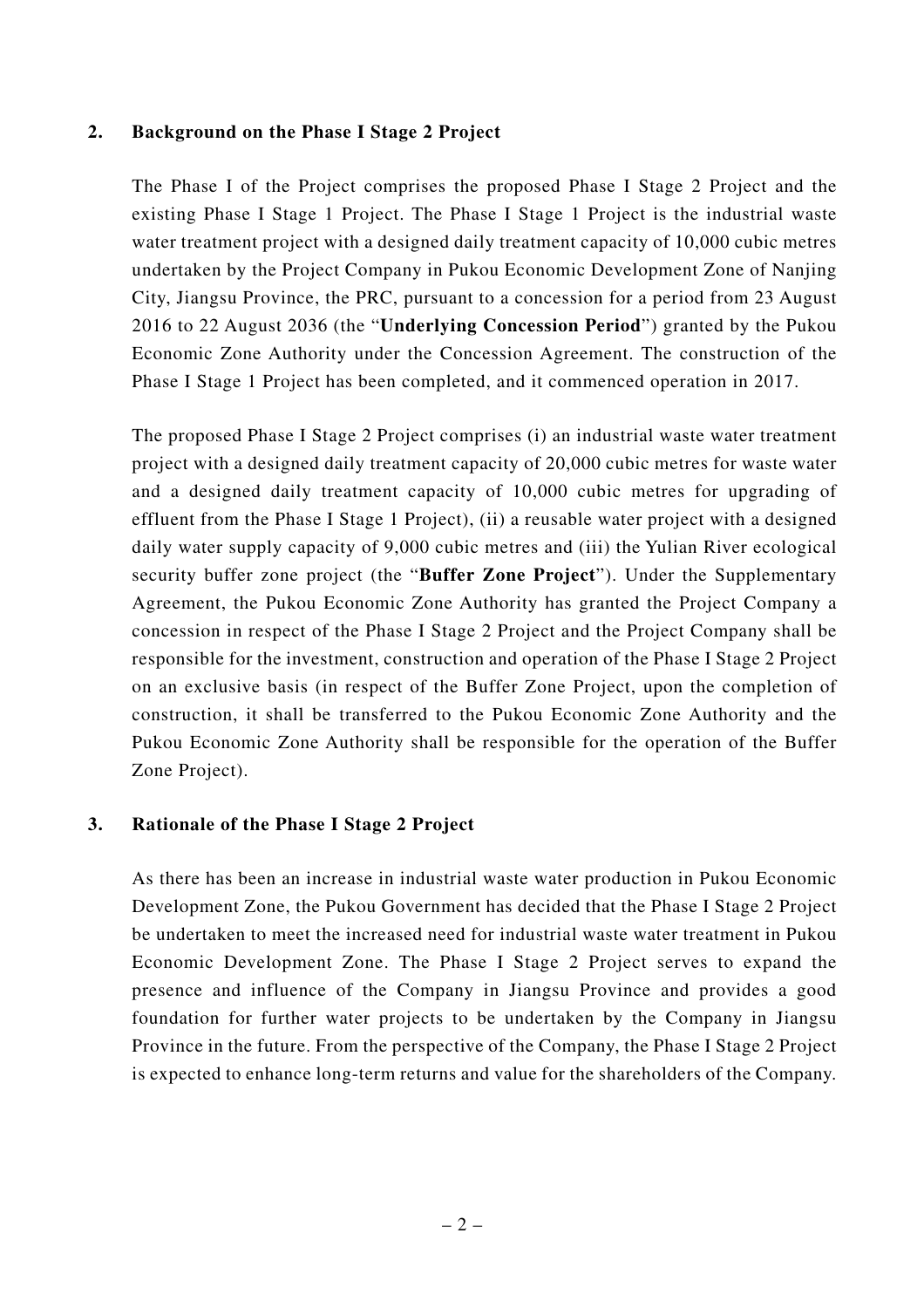## 2. Background on the Phase I Stage 2 Project

The Phase I of the Project comprises the proposed Phase I Stage 2 Project and the existing Phase I Stage 1 Project. The Phase I Stage 1 Project is the industrial waste water treatment project with a designed daily treatment capacity of 10,000 cubic metres undertaken by the Project Company in Pukou Economic Development Zone of Nanjing City, Jiangsu Province, the PRC, pursuant to a concession for a period from 23 August 2016 to 22 August 2036 (the "**Underlying Concession Period**") granted by the Pukou Economic Zone Authority under the Concession Agreement. The construction of the Phase I Stage 1 Project has been completed, and it commenced operation in 2017.

The proposed Phase I Stage 2 Project comprises (i) an industrial waste water treatment project with a designed daily treatment capacity of 20,000 cubic metres for waste water and a designed daily treatment capacity of 10,000 cubic metres for upgrading of effluent from the Phase I Stage 1 Project), (ii) a reusable water project with a designed daily water supply capacity of 9,000 cubic metres and (iii) the Yulian River ecological security buffer zone project (the "**Buffer Zone Project**"). Under the Supplementary Agreement, the Pukou Economic Zone Authority has granted the Project Company a concession in respect of the Phase I Stage 2 Project and the Project Company shall be responsible for the investment, construction and operation of the Phase I Stage 2 Project on an exclusive basis (in respect of the Buffer Zone Project, upon the completion of construction, it shall be transferred to the Pukou Economic Zone Authority and the Pukou Economic Zone Authority shall be responsible for the operation of the Buffer Zone Project).

## 3. Rationale of the Phase I Stage 2 Project

As there has been an increase in industrial waste water production in Pukou Economic Development Zone, the Pukou Government has decided that the Phase I Stage 2 Project be undertaken to meet the increased need for industrial waste water treatment in Pukou Economic Development Zone. The Phase I Stage 2 Project serves to expand the presence and influence of the Company in Jiangsu Province and provides a good foundation for further water projects to be undertaken by the Company in Jiangsu Province in the future. From the perspective of the Company, the Phase I Stage 2 Project is expected to enhance long-term returns and value for the shareholders of the Company.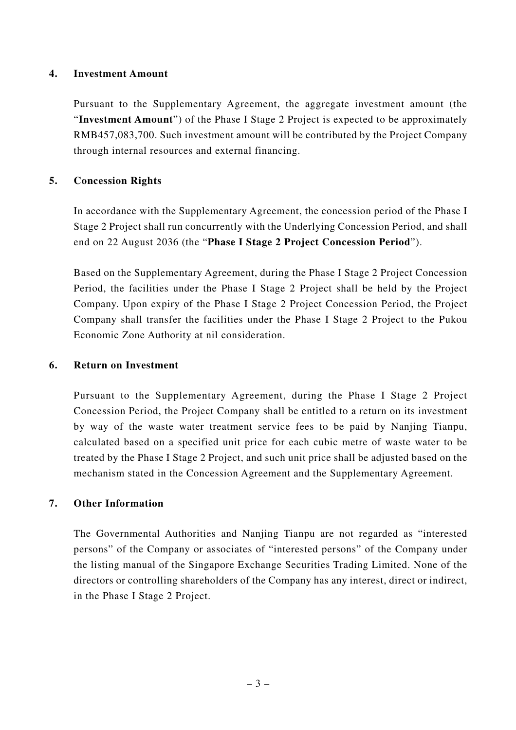## 4. Investment Amount

Pursuant to the Supplementary Agreement, the aggregate investment amount (the "**Investment Amount**") of the Phase I Stage 2 Project is expected to be approximately RMB457,083,700. Such investment amount will be contributed by the Project Company through internal resources and external financing.

## 5. Concession Rights

In accordance with the Supplementary Agreement, the concession period of the Phase I Stage 2 Project shall run concurrently with the Underlying Concession Period, and shall end on 22 August 2036 (the "**Phase I Stage 2 Project Concession Period**").

Based on the Supplementary Agreement, during the Phase I Stage 2 Project Concession Period, the facilities under the Phase I Stage 2 Project shall be held by the Project Company. Upon expiry of the Phase I Stage 2 Project Concession Period, the Project Company shall transfer the facilities under the Phase I Stage 2 Project to the Pukou Economic Zone Authority at nil consideration.

## 6. Return on Investment

Pursuant to the Supplementary Agreement, during the Phase I Stage 2 Project Concession Period, the Project Company shall be entitled to a return on its investment by way of the waste water treatment service fees to be paid by Nanjing Tianpu, calculated based on a specified unit price for each cubic metre of waste water to be treated by the Phase I Stage 2 Project, and such unit price shall be adjusted based on the mechanism stated in the Concession Agreement and the Supplementary Agreement.

## 7. Other Information

The Governmental Authorities and Nanjing Tianpu are not regarded as "interested persons" of the Company or associates of "interested persons" of the Company under the listing manual of the Singapore Exchange Securities Trading Limited. None of the directors or controlling shareholders of the Company has any interest, direct or indirect, in the Phase I Stage 2 Project.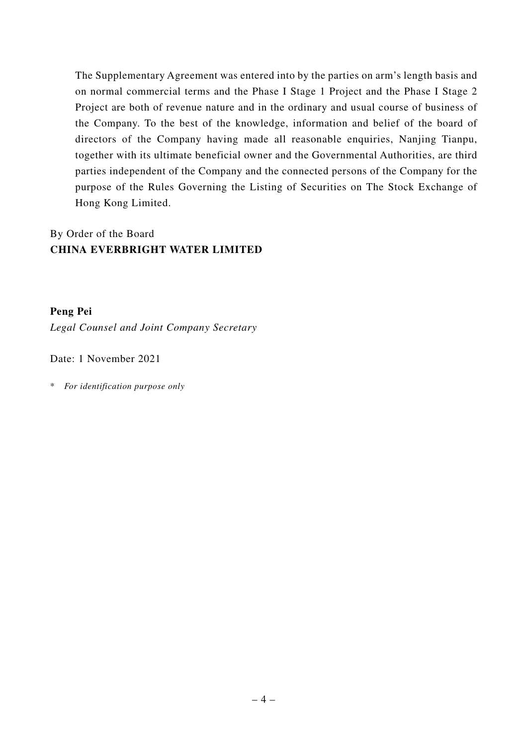The Supplementary Agreement was entered into by the parties on arm's length basis and on normal commercial terms and the Phase I Stage 1 Project and the Phase I Stage 2 Project are both of revenue nature and in the ordinary and usual course of business of the Company. To the best of the knowledge, information and belief of the board of directors of the Company having made all reasonable enquiries, Nanjing Tianpu, together with its ultimate beneficial owner and the Governmental Authorities, are third parties independent of the Company and the connected persons of the Company for the purpose of the Rules Governing the Listing of Securities on The Stock Exchange of Hong Kong Limited.

By Order of the Board
**CHINA EVERBRIGHT WATER LIMITED**

**Peng Pei**
*Legal Counsel and Joint Company Secretary*

Date: 1 November 2021

\* *For identification purpose only*